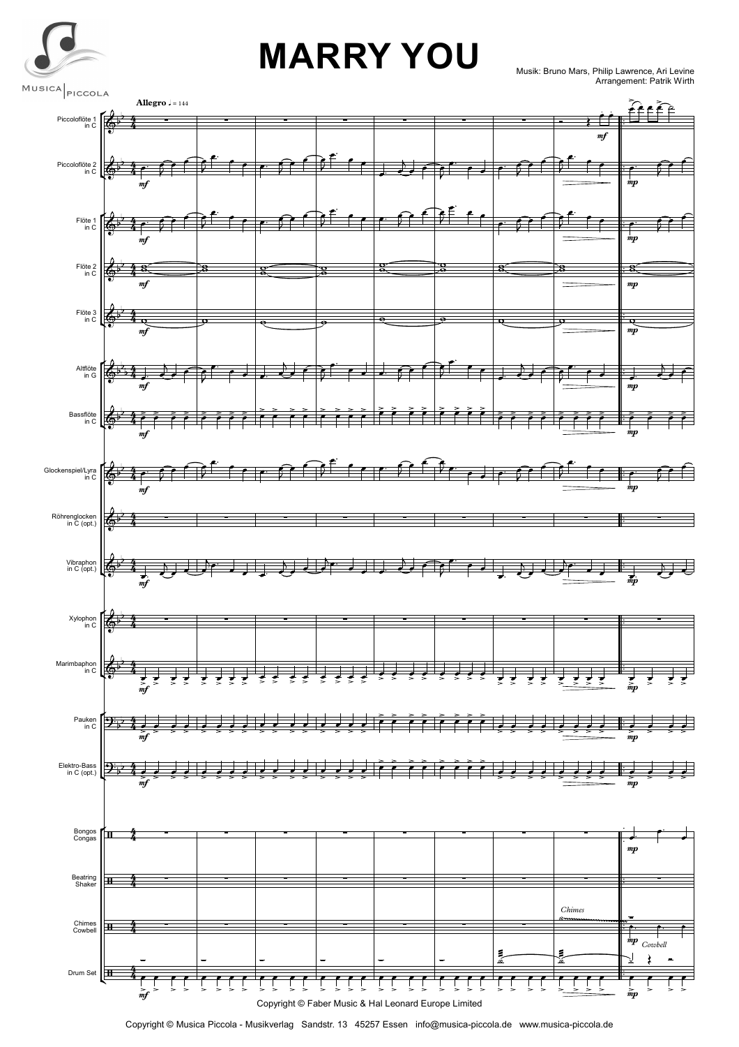# MARRY YOU

Musik: Bruno Mars, Philip Lawrence, Ari Levine
Arrangement: Patrik Wirth

Copyright © Faber Music & Hal Leonard Europe Limited

Copyright © Musica Piccola - Musikverlag Sandstr. 13 45257 Essen info@musica-piccola.de www.musica-piccola.de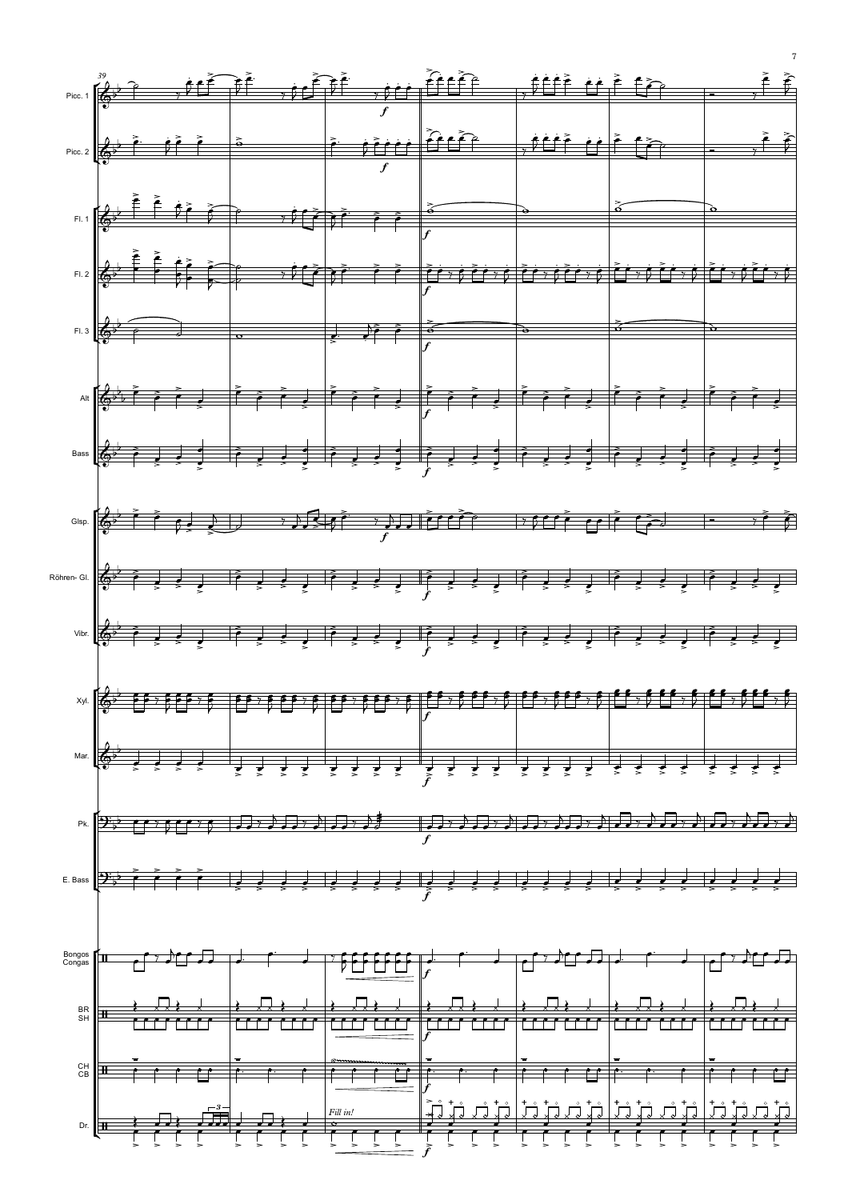Picc. 1

Picc. 2

Fl. 1

Fl. 2

Fl. 3

Alt

Bass

Glsp.

Röhren- Gl.

Vibr.

Xyl.

Mar.

Pk.

E. Bass

Bongos
Congas

BR
SH

CH
CB

Dr.

*Fill in!*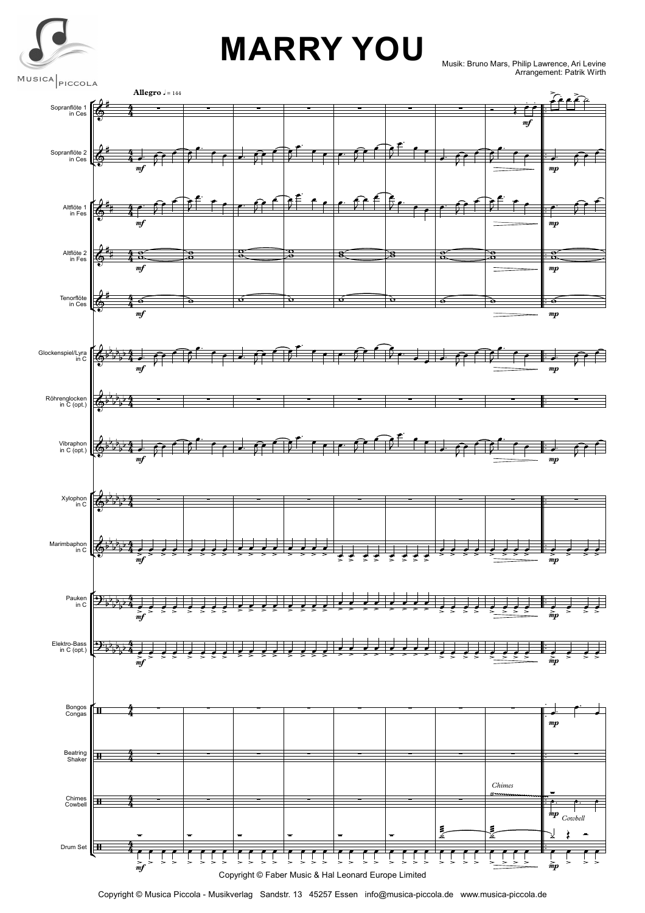# MARRY YOU

Musik: Bruno Mars, Philip Lawrence, Ari Levine
Arrangement: Patrik Wirth

**Allegro** ♩ = 144

Sopranflöte 1 in Ces

Sopranflöte 2 in Ces

Altflöte 1 in Fes

Altflöte 2 in Fes

Tenorflöte in Ces

Glockenspiel/Lyra in C

Röhrenglocken in C (opt.)

Vibraphon in C (opt.)

Xylophon in C

Marimbaphon in C

Pauken in C

Elektro-Bass in C (opt.)

Bongos Congas

Beatring Shaker

Chimes Cowbell

Drum Set

*Chimes*

*Cowbell*

Copyright © Faber Music & Hal Leonard Europe Limited

Copyright © Musica Piccola - Musikverlag Sandstr. 13 45257 Essen info@musica-piccola.de www.musica-piccola.de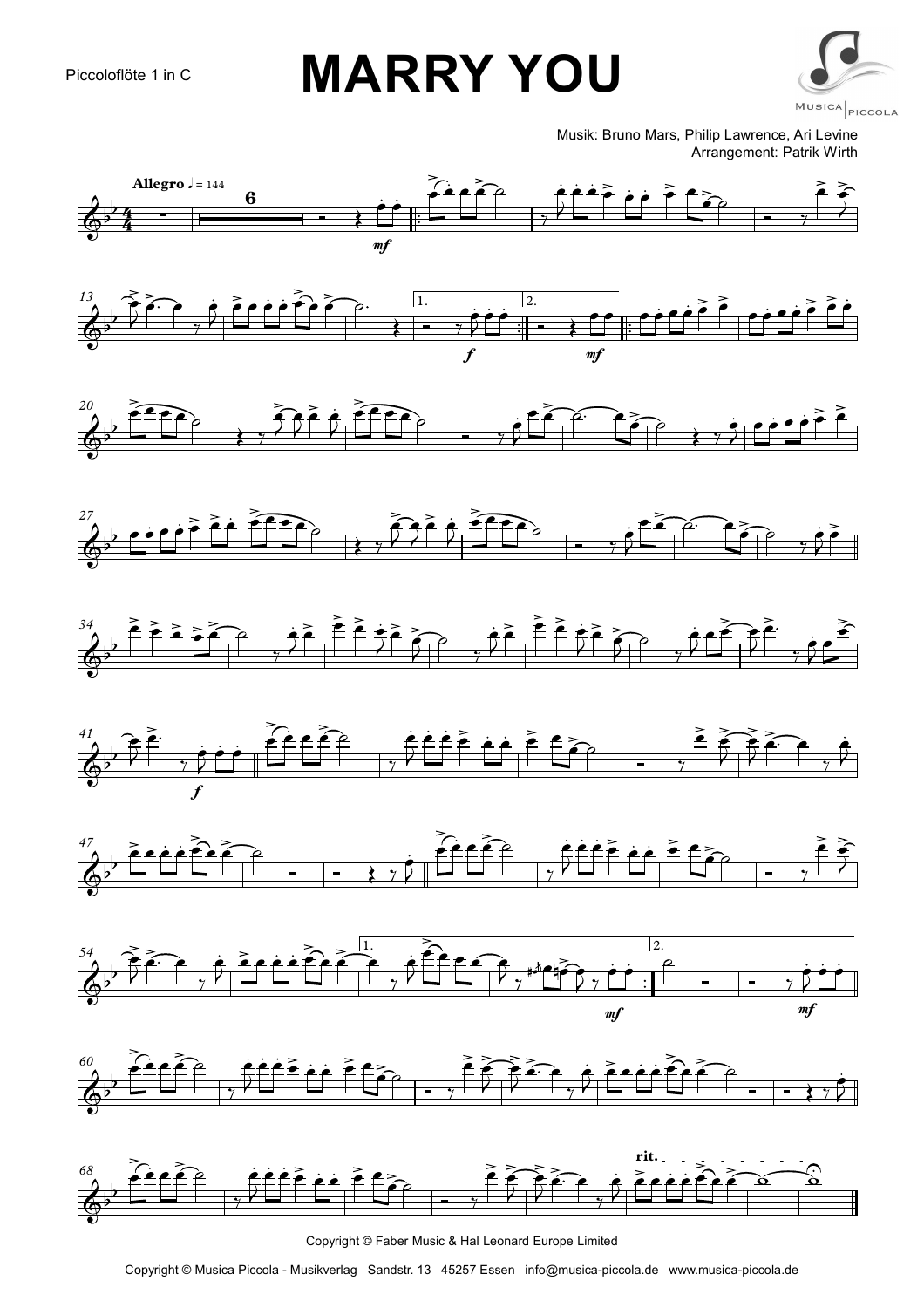Piccoloflöte 1 in C

# MARRY YOU

Musik: Bruno Mars, Philip Lawrence, Ari Levine
Arrangement: Patrik Wirth

Copyright © Faber Music & Hal Leonard Europe Limited

Copyright © Musica Piccola - Musikverlag Sandstr. 13 45257 Essen info@musica-piccola.de www.musica-piccola.de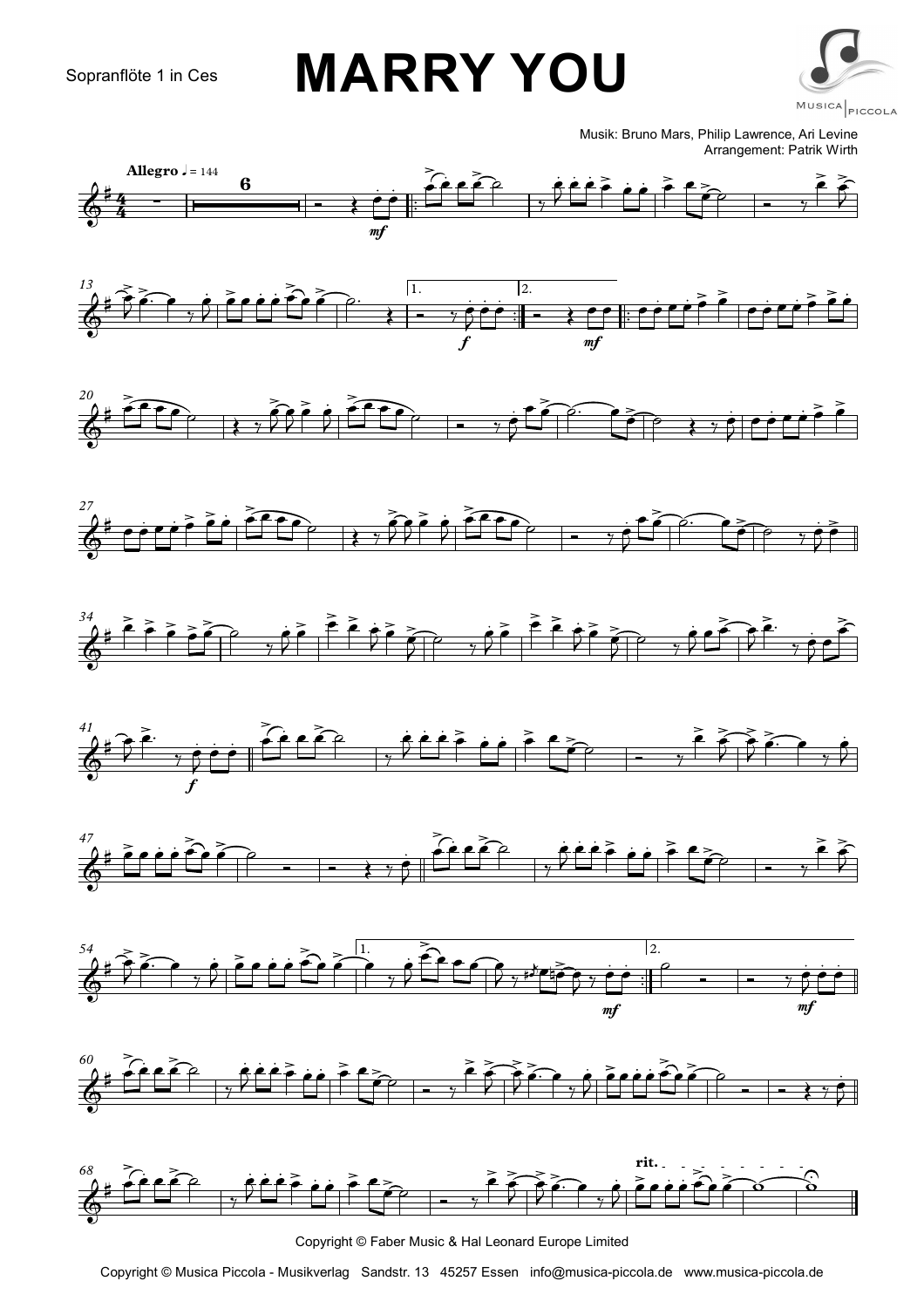Sopranflöte 1 in Ces

# MARRY YOU

Musik: Bruno Mars, Philip Lawrence, Ari Levine
Arrangement: Patrik Wirth

Copyright © Faber Music & Hal Leonard Europe Limited

Copyright © Musica Piccola - Musikverlag Sandstr. 13 45257 Essen info@musica-piccola.de www.musica-piccola.de